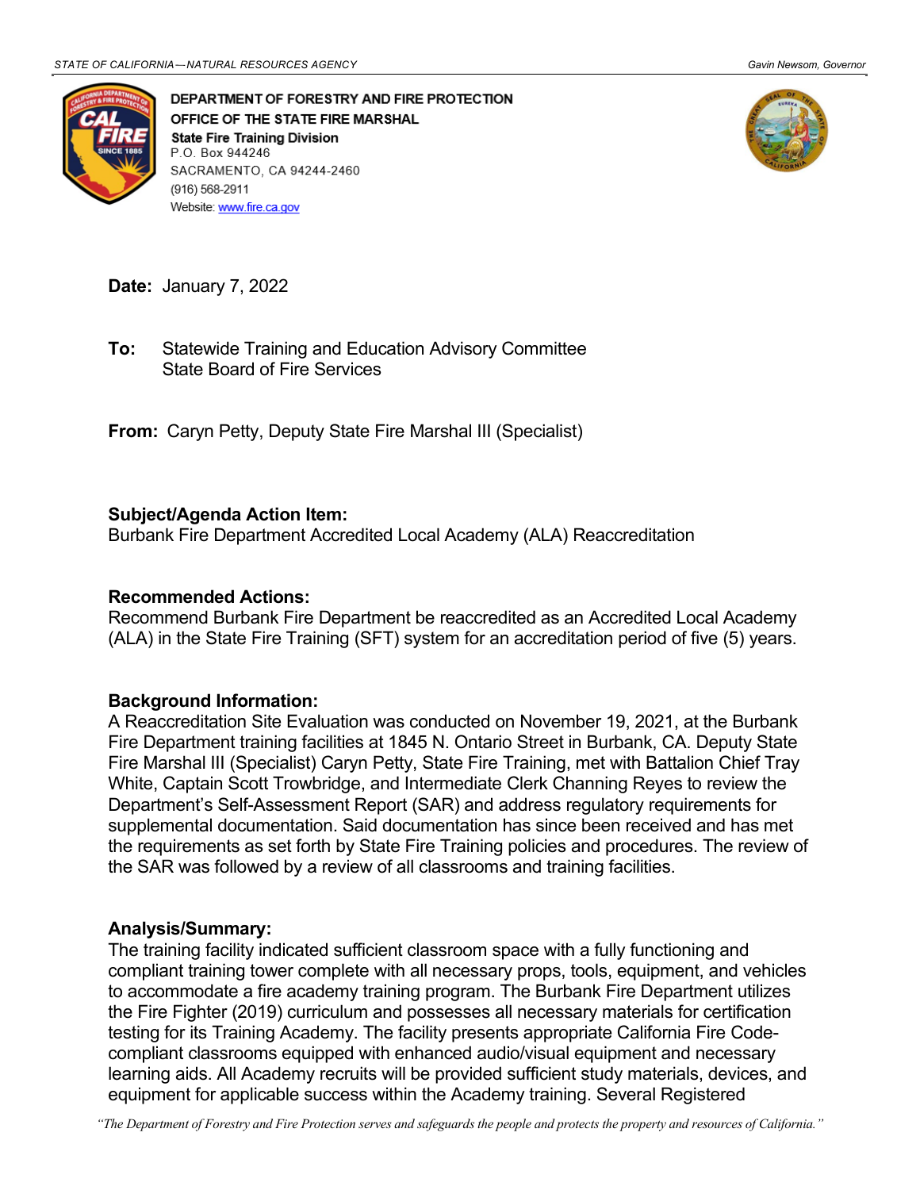STATE OF CALIFORNIA—NATURAL RESOURCES AGENCY Gavin Newsom, Governor

**DEPARTMENT OF FORESTRY AND FIRE PROTECTION**
**OFFICE OF THE STATE FIRE MARSHAL**
**State Fire Training Division**
P.O. Box 944246
SACRAMENTO, CA 94244-2460
(916) 568-2911
Website: www.fire.ca.gov

**Date:** January 7, 2022

**To:** Statewide Training and Education Advisory Committee
State Board of Fire Services

**From:** Caryn Petty, Deputy State Fire Marshal III (Specialist)

**Subject/Agenda Action Item:**
Burbank Fire Department Accredited Local Academy (ALA) Reaccreditation

**Recommended Actions:**
Recommend Burbank Fire Department be reaccredited as an Accredited Local Academy (ALA) in the State Fire Training (SFT) system for an accreditation period of five (5) years.

**Background Information:**
A Reaccreditation Site Evaluation was conducted on November 19, 2021, at the Burbank Fire Department training facilities at 1845 N. Ontario Street in Burbank, CA. Deputy State Fire Marshal III (Specialist) Caryn Petty, State Fire Training, met with Battalion Chief Tray White, Captain Scott Trowbridge, and Intermediate Clerk Channing Reyes to review the Department's Self-Assessment Report (SAR) and address regulatory requirements for supplemental documentation. Said documentation has since been received and has met the requirements as set forth by State Fire Training policies and procedures. The review of the SAR was followed by a review of all classrooms and training facilities.

**Analysis/Summary:**
The training facility indicated sufficient classroom space with a fully functioning and compliant training tower complete with all necessary props, tools, equipment, and vehicles to accommodate a fire academy training program. The Burbank Fire Department utilizes the Fire Fighter (2019) curriculum and possesses all necessary materials for certification testing for its Training Academy. The facility presents appropriate California Fire Code-compliant classrooms equipped with enhanced audio/visual equipment and necessary learning aids. All Academy recruits will be provided sufficient study materials, devices, and equipment for applicable success within the Academy training. Several Registered

*"The Department of Forestry and Fire Protection serves and safeguards the people and protects the property and resources of California."*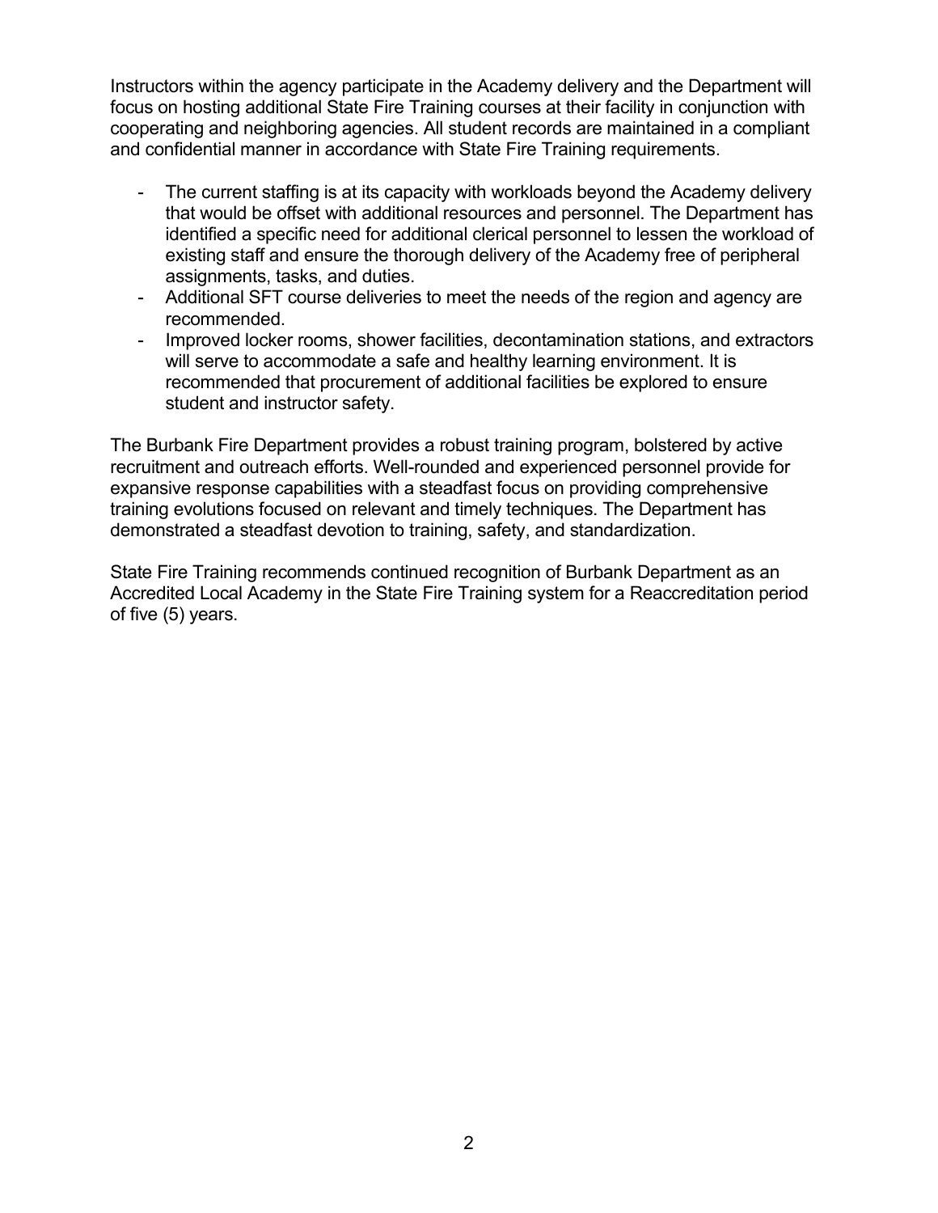Instructors within the agency participate in the Academy delivery and the Department will focus on hosting additional State Fire Training courses at their facility in conjunction with cooperating and neighboring agencies. All student records are maintained in a compliant and confidential manner in accordance with State Fire Training requirements.

- The current staffing is at its capacity with workloads beyond the Academy delivery that would be offset with additional resources and personnel. The Department has identified a specific need for additional clerical personnel to lessen the workload of existing staff and ensure the thorough delivery of the Academy free of peripheral assignments, tasks, and duties.
- Additional SFT course deliveries to meet the needs of the region and agency are recommended.
- Improved locker rooms, shower facilities, decontamination stations, and extractors will serve to accommodate a safe and healthy learning environment. It is recommended that procurement of additional facilities be explored to ensure student and instructor safety.

The Burbank Fire Department provides a robust training program, bolstered by active recruitment and outreach efforts. Well-rounded and experienced personnel provide for expansive response capabilities with a steadfast focus on providing comprehensive training evolutions focused on relevant and timely techniques. The Department has demonstrated a steadfast devotion to training, safety, and standardization.

State Fire Training recommends continued recognition of Burbank Department as an Accredited Local Academy in the State Fire Training system for a Reaccreditation period of five (5) years.